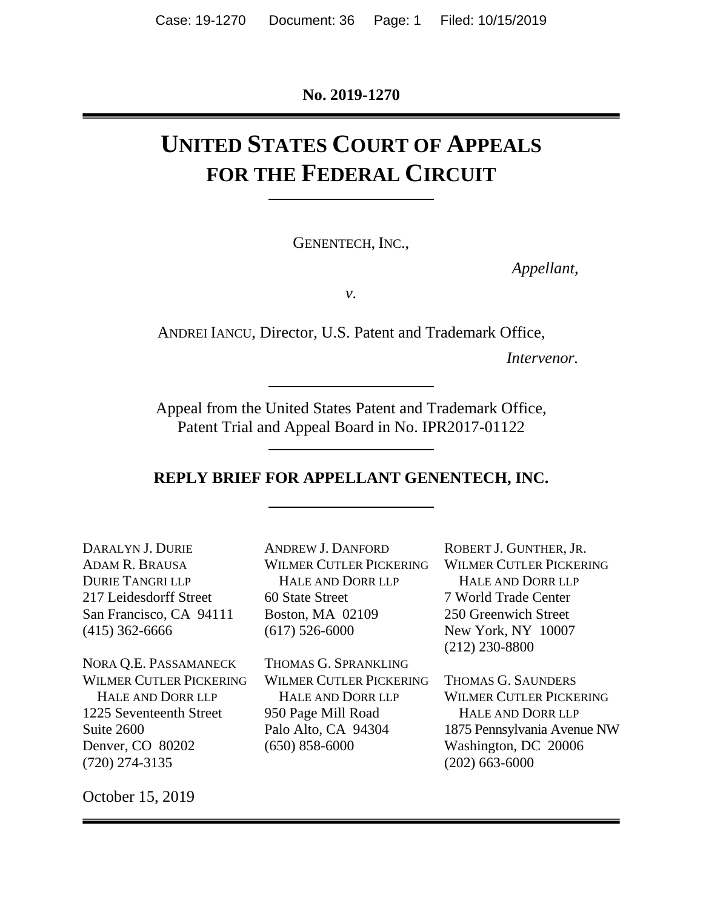**No. 2019-1270**

---

# UNITED STATES COURT OF APPEALS FOR THE FEDERAL CIRCUIT

---

GENENTECH, INC.,

*Appellant*,

*v*.

ANDREI IANCU, Director, U.S. Patent and Trademark Office,

*Intervenor*.

---

Appeal from the United States Patent and Trademark Office, Patent Trial and Appeal Board in No. IPR2017-01122

---

**REPLY BRIEF FOR APPELLANT GENENTECH, INC.**

---

DARALYN J. DURIE
ADAM R. BRAUSA
DURIE TANGRI LLP
217 Leidesdorff Street
San Francisco, CA 94111
(415) 362-6666

NORA Q.E. PASSAMANECK
WILMER CUTLER PICKERING HALE AND DORR LLP
1225 Seventeenth Street
Suite 2600
Denver, CO 80202
(720) 274-3135

ANDREW J. DANFORD
WILMER CUTLER PICKERING HALE AND DORR LLP
60 State Street
Boston, MA 02109
(617) 526-6000

THOMAS G. SPRANKLING
WILMER CUTLER PICKERING HALE AND DORR LLP
950 Page Mill Road
Palo Alto, CA 94304
(650) 858-6000

ROBERT J. GUNTHER, JR.
WILMER CUTLER PICKERING HALE AND DORR LLP
7 World Trade Center
250 Greenwich Street
New York, NY 10007
(212) 230-8800

THOMAS G. SAUNDERS
WILMER CUTLER PICKERING HALE AND DORR LLP
1875 Pennsylvania Avenue NW
Washington, DC 20006
(202) 663-6000

October 15, 2019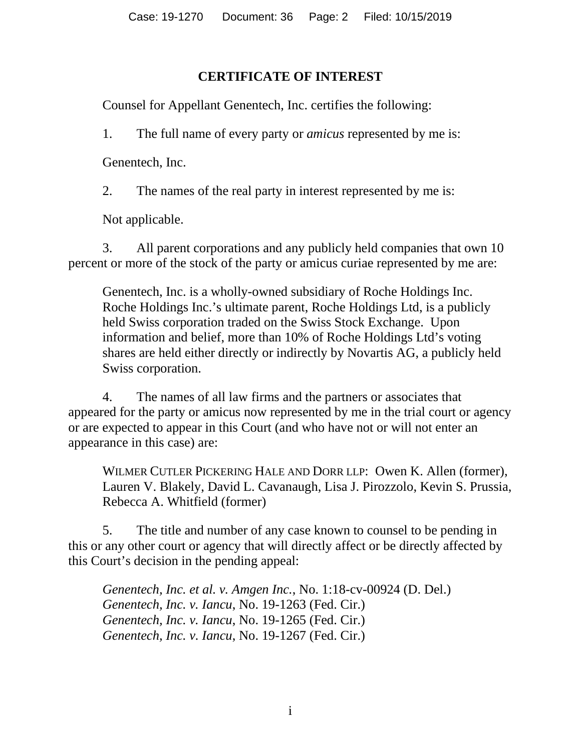## CERTIFICATE OF INTEREST

Counsel for Appellant Genentech, Inc. certifies the following:

1. The full name of every party or *amicus* represented by me is:

Genentech, Inc.

2. The names of the real party in interest represented by me is:

Not applicable.

3. All parent corporations and any publicly held companies that own 10 percent or more of the stock of the party or amicus curiae represented by me are:

Genentech, Inc. is a wholly-owned subsidiary of Roche Holdings Inc. Roche Holdings Inc.'s ultimate parent, Roche Holdings Ltd, is a publicly held Swiss corporation traded on the Swiss Stock Exchange. Upon information and belief, more than 10% of Roche Holdings Ltd's voting shares are held either directly or indirectly by Novartis AG, a publicly held Swiss corporation.

4. The names of all law firms and the partners or associates that appeared for the party or amicus now represented by me in the trial court or agency or are expected to appear in this Court (and who have not or will not enter an appearance in this case) are:

WILMER CUTLER PICKERING HALE AND DORR LLP: Owen K. Allen (former), Lauren V. Blakely, David L. Cavanaugh, Lisa J. Pirozzolo, Kevin S. Prussia, Rebecca A. Whitfield (former)

5. The title and number of any case known to counsel to be pending in this or any other court or agency that will directly affect or be directly affected by this Court's decision in the pending appeal:

*Genentech, Inc. et al. v. Amgen Inc.*, No. 1:18-cv-00924 (D. Del.)
*Genentech, Inc. v. Iancu*, No. 19-1263 (Fed. Cir.)
*Genentech, Inc. v. Iancu*, No. 19-1265 (Fed. Cir.)
*Genentech, Inc. v. Iancu*, No. 19-1267 (Fed. Cir.)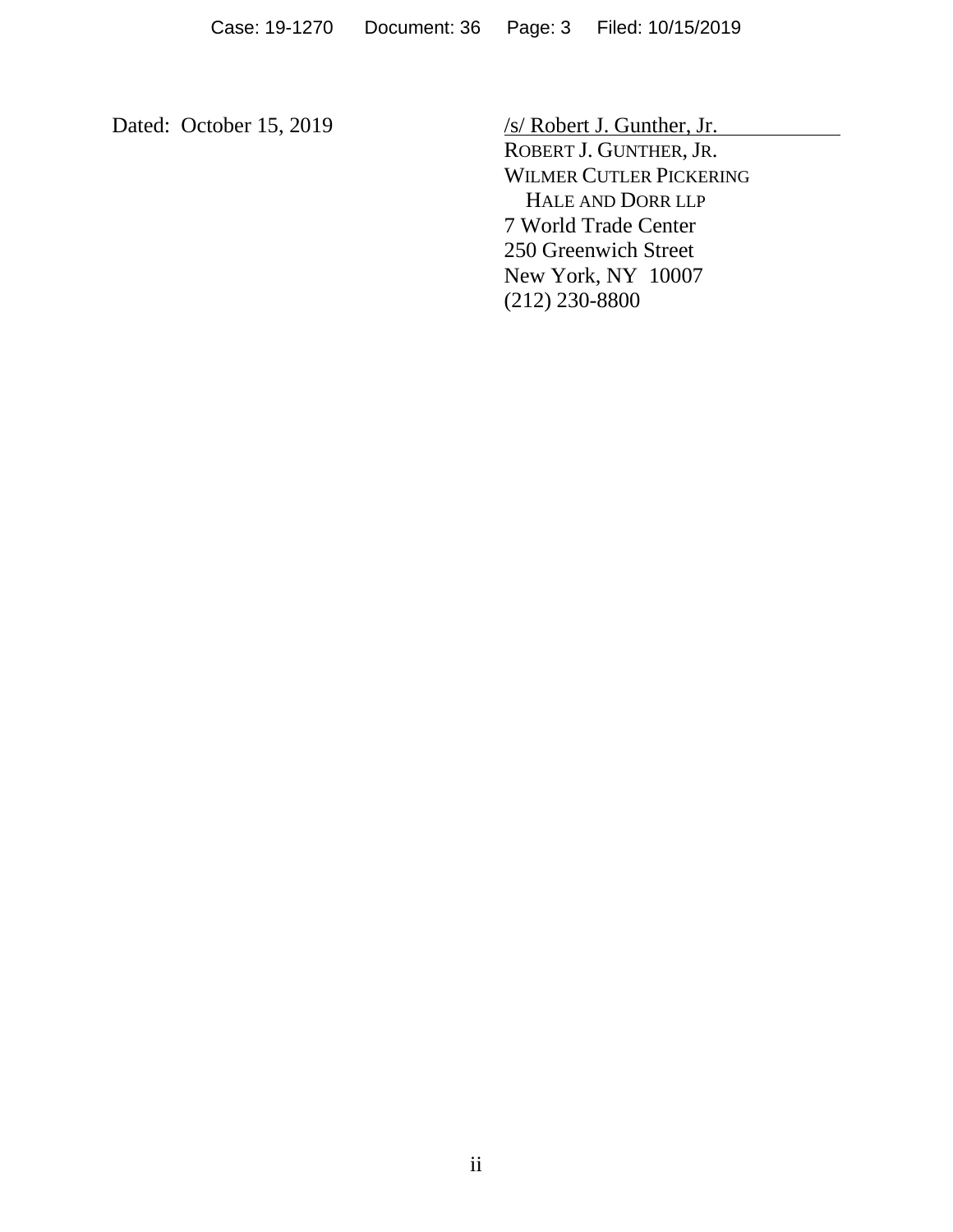Dated: October 15, 2019

/s/ Robert J. Gunther, Jr.
ROBERT J. GUNTHER, JR.
WILMER CUTLER PICKERING
HALE AND DORR LLP
7 World Trade Center
250 Greenwich Street
New York, NY 10007
(212) 230-8800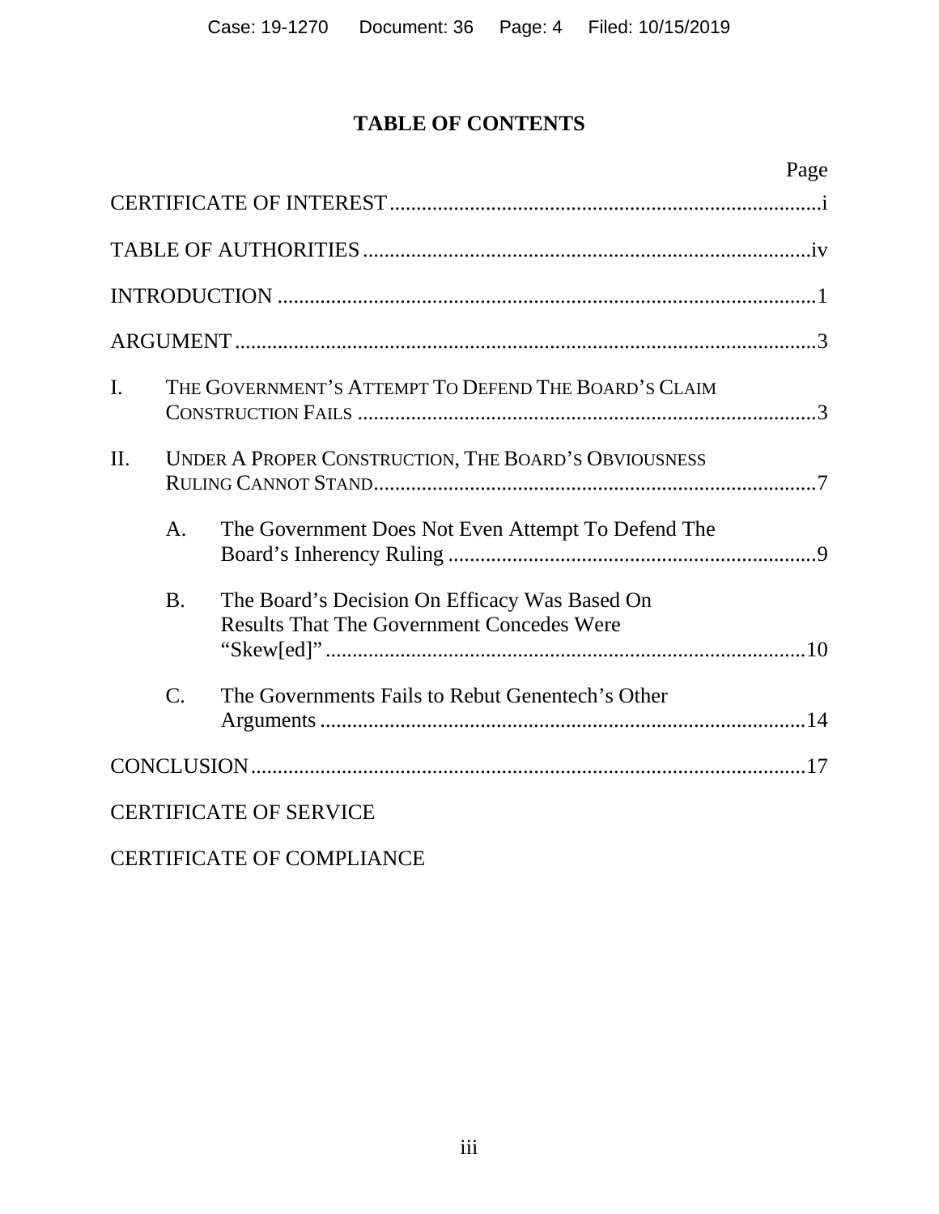# TABLE OF CONTENTS

| | | Page |
|---|---|---|
| CERTIFICATE OF INTEREST | | i |
| TABLE OF AUTHORITIES | | iv |
| INTRODUCTION | | 1 |
| ARGUMENT | | 3 |
| I. | THE GOVERNMENT'S ATTEMPT TO DEFEND THE BOARD'S CLAIM CONSTRUCTION FAILS | 3 |
| II. | UNDER A PROPER CONSTRUCTION, THE BOARD'S OBVIOUSNESS RULING CANNOT STAND | 7 |
| | A. The Government Does Not Even Attempt To Defend The Board's Inherency Ruling | 9 |
| | B. The Board's Decision On Efficacy Was Based On Results That The Government Concedes Were "Skew[ed]" | 10 |
| | C. The Governments Fails to Rebut Genentech's Other Arguments | 14 |
| CONCLUSION | | 17 |
| CERTIFICATE OF SERVICE | | |
| CERTIFICATE OF COMPLIANCE | | |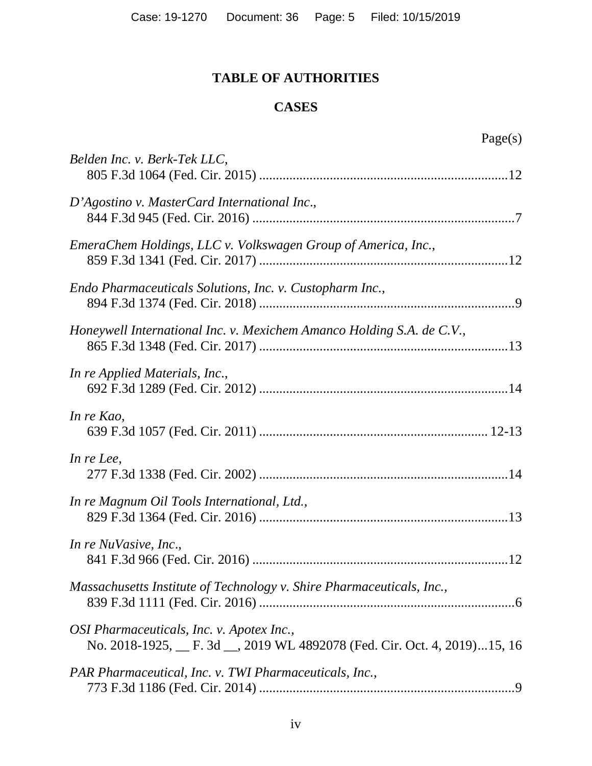# TABLE OF AUTHORITIES

## CASES

Page(s)

*Belden Inc. v. Berk-Tek LLC*,
805 F.3d 1064 (Fed. Cir. 2015) ..........................................................................12

*D'Agostino v. MasterCard International Inc.*,
844 F.3d 945 (Fed. Cir. 2016) ..............................................................................7

*EmeraChem Holdings, LLC v. Volkswagen Group of America, Inc.*,
859 F.3d 1341 (Fed. Cir. 2017) ..........................................................................12

*Endo Pharmaceuticals Solutions, Inc. v. Custopharm Inc.*,
894 F.3d 1374 (Fed. Cir. 2018) ............................................................................9

*Honeywell International Inc. v. Mexichem Amanco Holding S.A. de C.V.*,
865 F.3d 1348 (Fed. Cir. 2017) ..........................................................................13

*In re Applied Materials, Inc.*,
692 F.3d 1289 (Fed. Cir. 2012) ..........................................................................14

*In re Kao*,
639 F.3d 1057 (Fed. Cir. 2011) .................................................................... 12-13

*In re Lee*,
277 F.3d 1338 (Fed. Cir. 2002) ..........................................................................14

*In re Magnum Oil Tools International, Ltd.*,
829 F.3d 1364 (Fed. Cir. 2016) ..........................................................................13

*In re NuVasive, Inc.*,
841 F.3d 966 (Fed. Cir. 2016) ............................................................................12

*Massachusetts Institute of Technology v. Shire Pharmaceuticals, Inc.*,
839 F.3d 1111 (Fed. Cir. 2016) ............................................................................6

*OSI Pharmaceuticals, Inc. v. Apotex Inc.*,
No. 2018-1925, __ F. 3d __, 2019 WL 4892078 (Fed. Cir. Oct. 4, 2019)...15, 16

*PAR Pharmaceutical, Inc. v. TWI Pharmaceuticals, Inc.*,
773 F.3d 1186 (Fed. Cir. 2014) ............................................................................9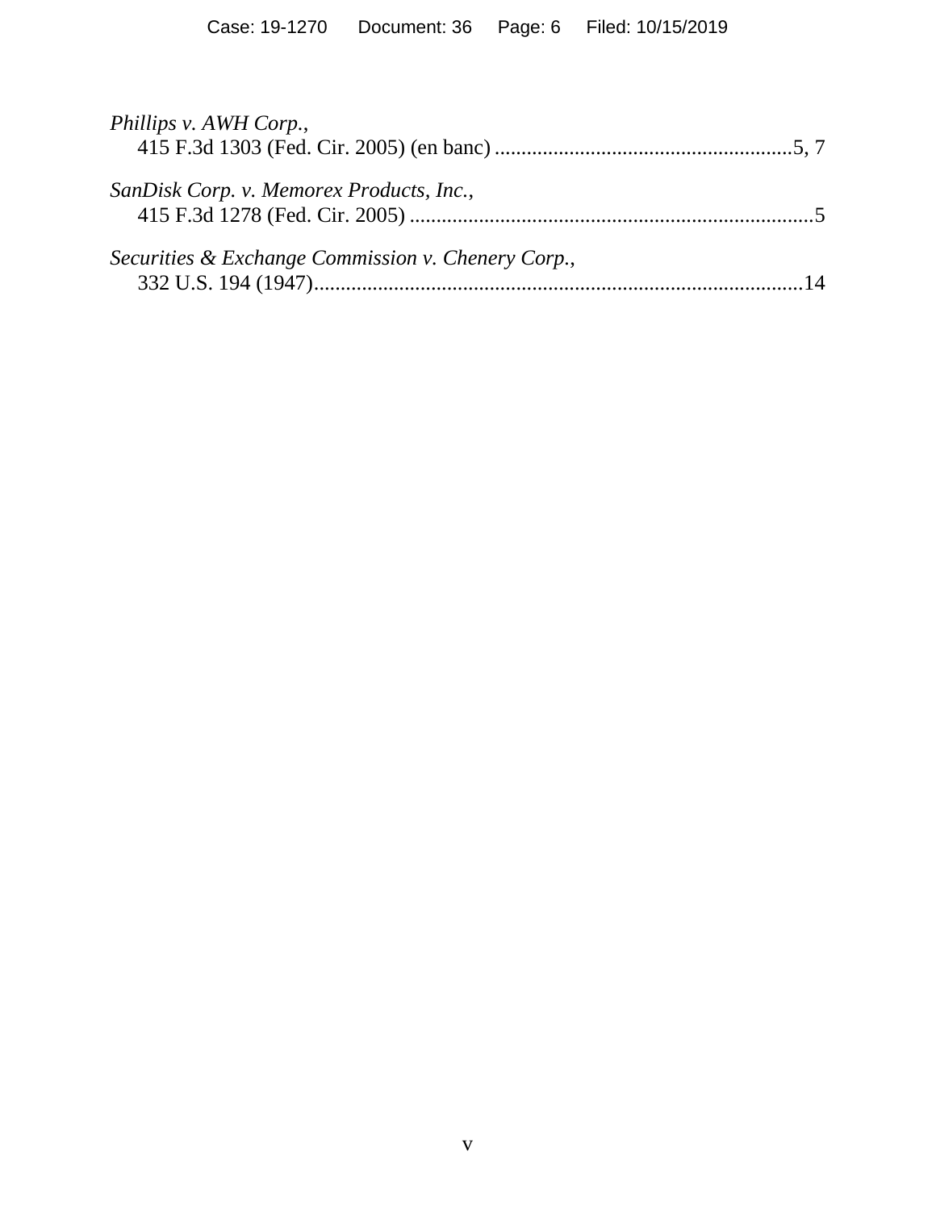*Phillips v. AWH Corp.*,
415 F.3d 1303 (Fed. Cir. 2005) (en banc) ........................................................5, 7

*SanDisk Corp. v. Memorex Products, Inc.*,
415 F.3d 1278 (Fed. Cir. 2005) ...........................................................................5

*Securities & Exchange Commission v. Chenery Corp.*,
332 U.S. 194 (1947)...........................................................................................14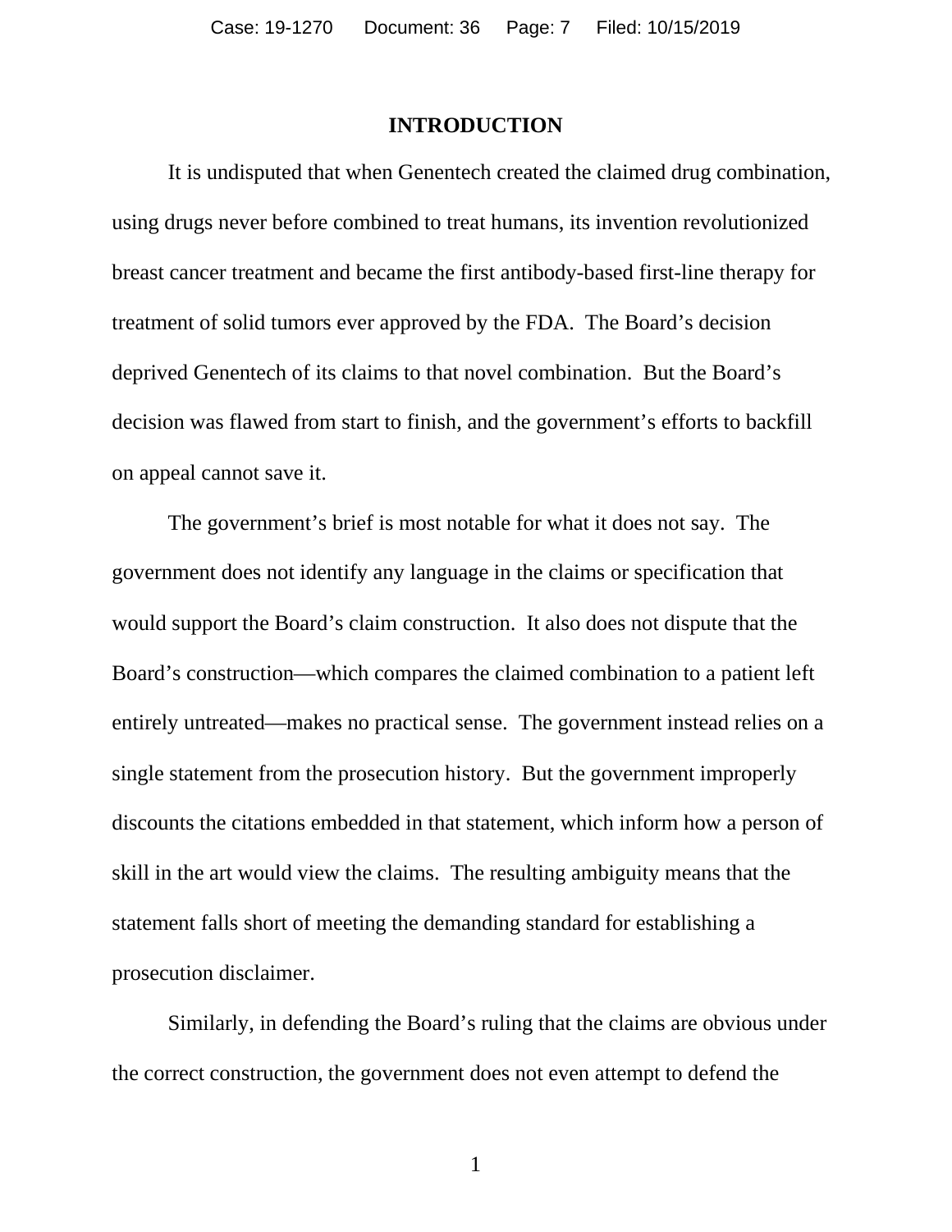# INTRODUCTION

It is undisputed that when Genentech created the claimed drug combination, using drugs never before combined to treat humans, its invention revolutionized breast cancer treatment and became the first antibody-based first-line therapy for treatment of solid tumors ever approved by the FDA. The Board's decision deprived Genentech of its claims to that novel combination. But the Board's decision was flawed from start to finish, and the government's efforts to backfill on appeal cannot save it.

The government's brief is most notable for what it does not say. The government does not identify any language in the claims or specification that would support the Board's claim construction. It also does not dispute that the Board's construction—which compares the claimed combination to a patient left entirely untreated—makes no practical sense. The government instead relies on a single statement from the prosecution history. But the government improperly discounts the citations embedded in that statement, which inform how a person of skill in the art would view the claims. The resulting ambiguity means that the statement falls short of meeting the demanding standard for establishing a prosecution disclaimer.

Similarly, in defending the Board's ruling that the claims are obvious under the correct construction, the government does not even attempt to defend the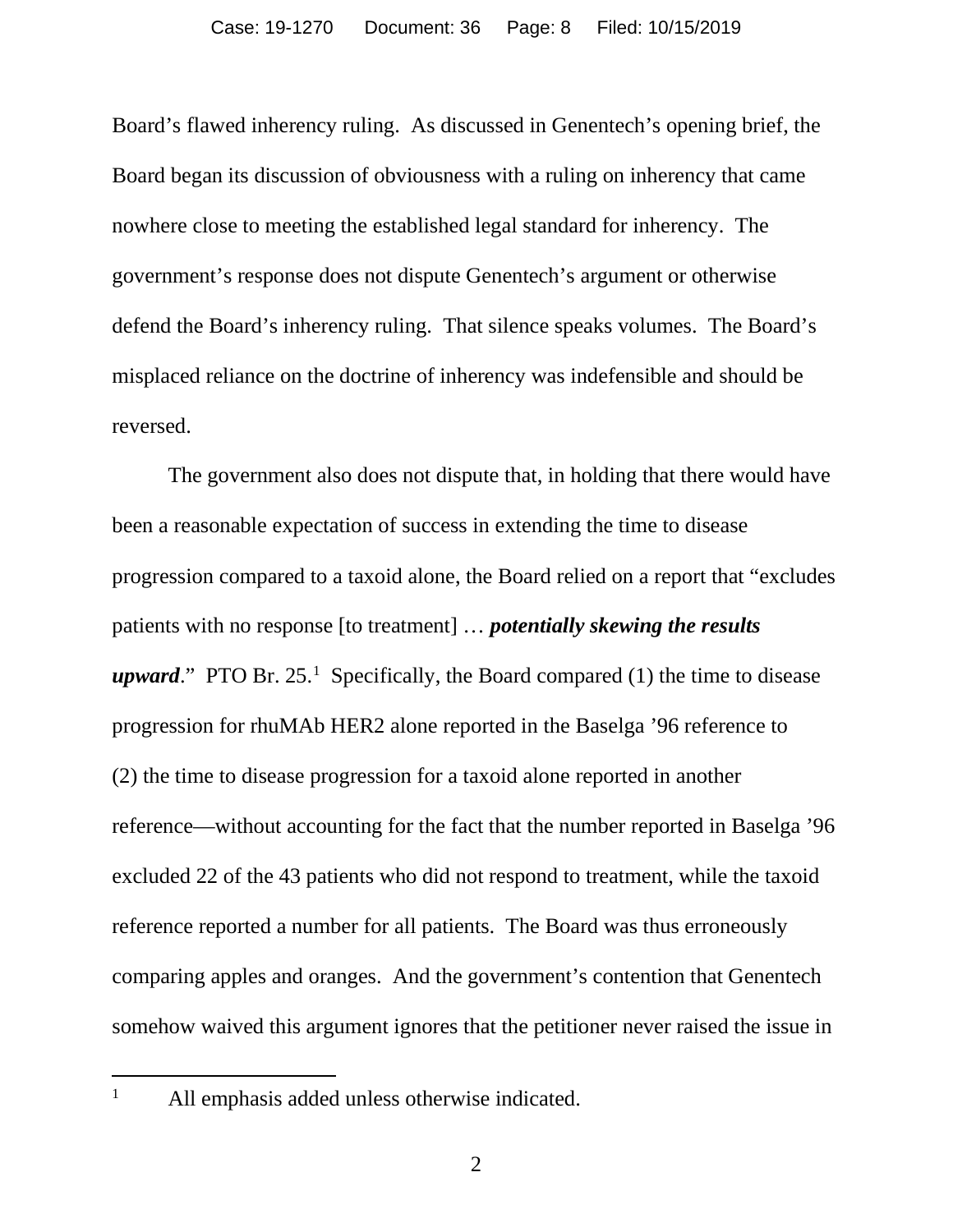Board's flawed inherency ruling. As discussed in Genentech's opening brief, the Board began its discussion of obviousness with a ruling on inherency that came nowhere close to meeting the established legal standard for inherency. The government's response does not dispute Genentech's argument or otherwise defend the Board's inherency ruling. That silence speaks volumes. The Board's misplaced reliance on the doctrine of inherency was indefensible and should be reversed.

The government also does not dispute that, in holding that there would have been a reasonable expectation of success in extending the time to disease progression compared to a taxoid alone, the Board relied on a report that "excludes patients with no response [to treatment] … ***potentially skewing the results upward***." PTO Br. 25.[1] Specifically, the Board compared (1) the time to disease progression for rhuMAb HER2 alone reported in the Baselga '96 reference to (2) the time to disease progression for a taxoid alone reported in another reference—without accounting for the fact that the number reported in Baselga '96 excluded 22 of the 43 patients who did not respond to treatment, while the taxoid reference reported a number for all patients. The Board was thus erroneously comparing apples and oranges. And the government's contention that Genentech somehow waived this argument ignores that the petitioner never raised the issue in

[1] All emphasis added unless otherwise indicated.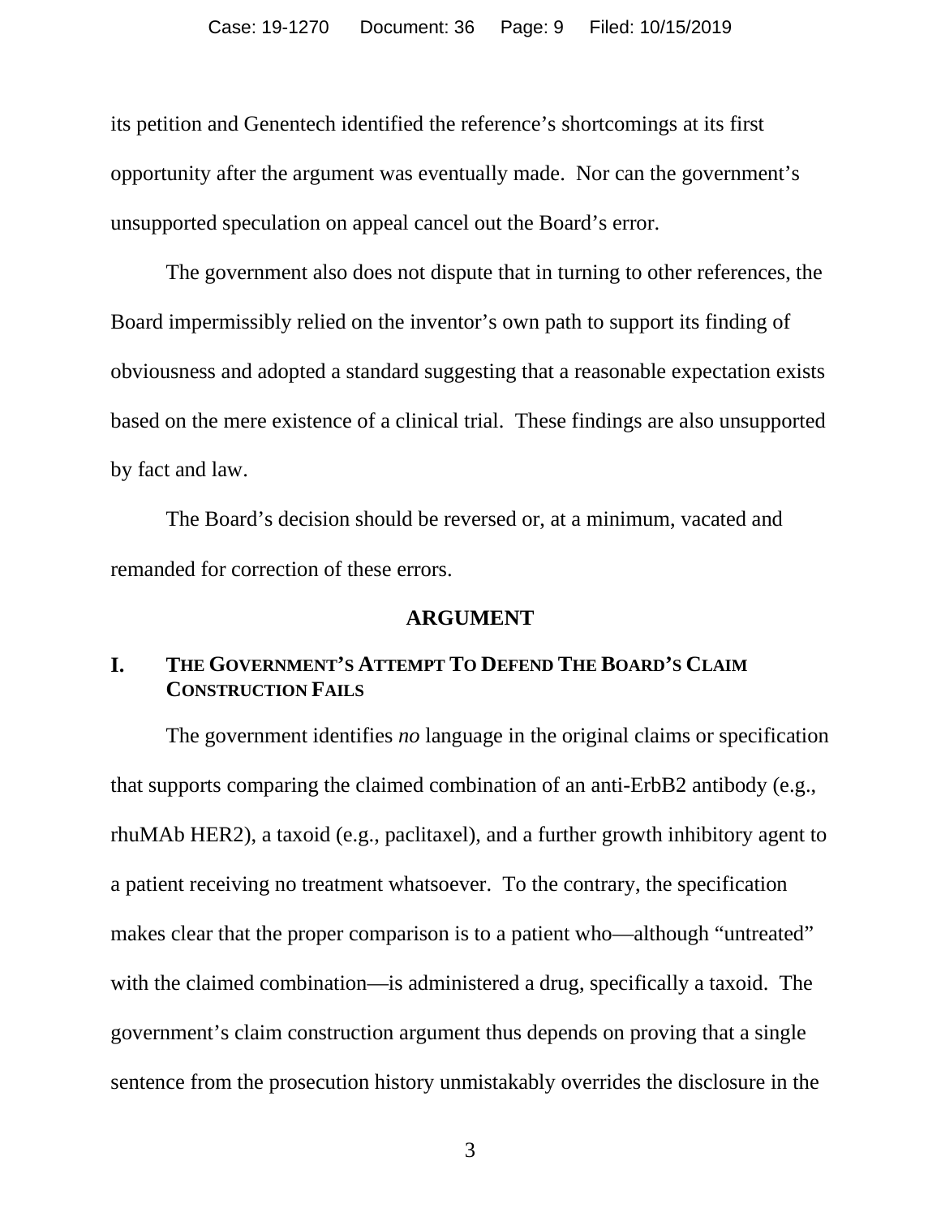its petition and Genentech identified the reference's shortcomings at its first opportunity after the argument was eventually made. Nor can the government's unsupported speculation on appeal cancel out the Board's error.

The government also does not dispute that in turning to other references, the Board impermissibly relied on the inventor's own path to support its finding of obviousness and adopted a standard suggesting that a reasonable expectation exists based on the mere existence of a clinical trial. These findings are also unsupported by fact and law.

The Board's decision should be reversed or, at a minimum, vacated and remanded for correction of these errors.

## ARGUMENT

### I. The Government's Attempt To Defend The Board's Claim Construction Fails

The government identifies *no* language in the original claims or specification that supports comparing the claimed combination of an anti-ErbB2 antibody (e.g., rhuMAb HER2), a taxoid (e.g., paclitaxel), and a further growth inhibitory agent to a patient receiving no treatment whatsoever. To the contrary, the specification makes clear that the proper comparison is to a patient who—although "untreated" with the claimed combination—is administered a drug, specifically a taxoid. The government's claim construction argument thus depends on proving that a single sentence from the prosecution history unmistakably overrides the disclosure in the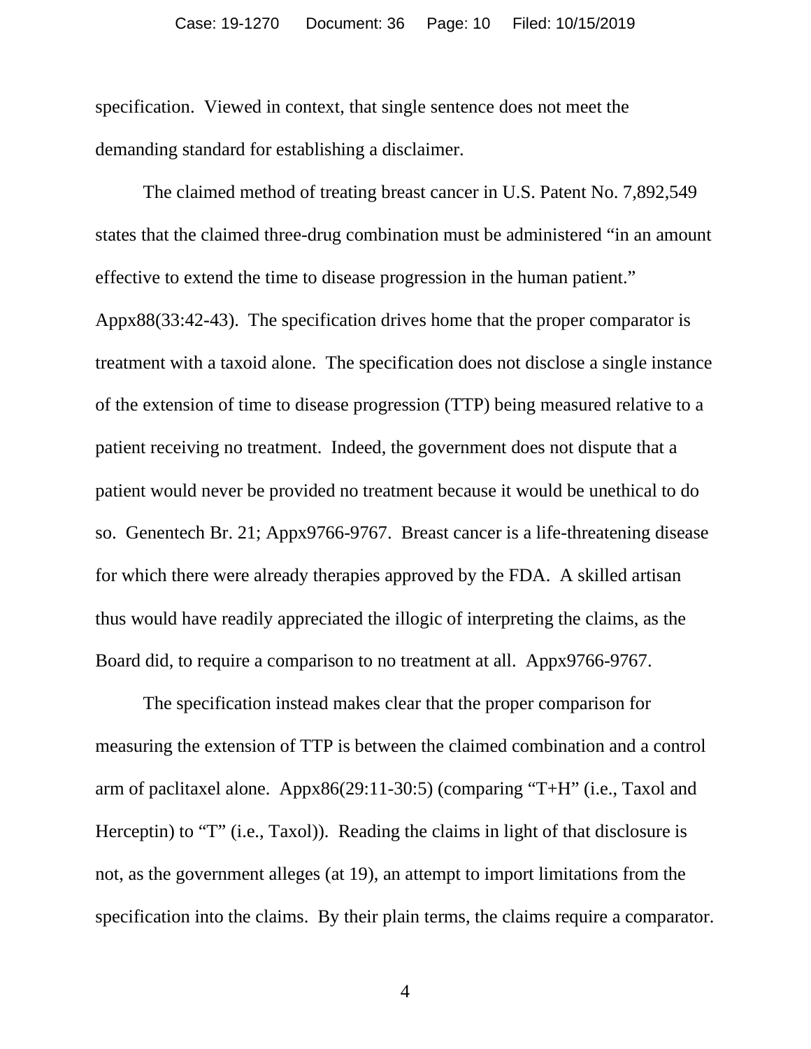specification. Viewed in context, that single sentence does not meet the demanding standard for establishing a disclaimer.

The claimed method of treating breast cancer in U.S. Patent No. 7,892,549 states that the claimed three-drug combination must be administered "in an amount effective to extend the time to disease progression in the human patient." Appx88(33:42-43). The specification drives home that the proper comparator is treatment with a taxoid alone. The specification does not disclose a single instance of the extension of time to disease progression (TTP) being measured relative to a patient receiving no treatment. Indeed, the government does not dispute that a patient would never be provided no treatment because it would be unethical to do so. Genentech Br. 21; Appx9766-9767. Breast cancer is a life-threatening disease for which there were already therapies approved by the FDA. A skilled artisan thus would have readily appreciated the illogic of interpreting the claims, as the Board did, to require a comparison to no treatment at all. Appx9766-9767.

The specification instead makes clear that the proper comparison for measuring the extension of TTP is between the claimed combination and a control arm of paclitaxel alone. Appx86(29:11-30:5) (comparing "T+H" (i.e., Taxol and Herceptin) to "T" (i.e., Taxol)). Reading the claims in light of that disclosure is not, as the government alleges (at 19), an attempt to import limitations from the specification into the claims. By their plain terms, the claims require a comparator.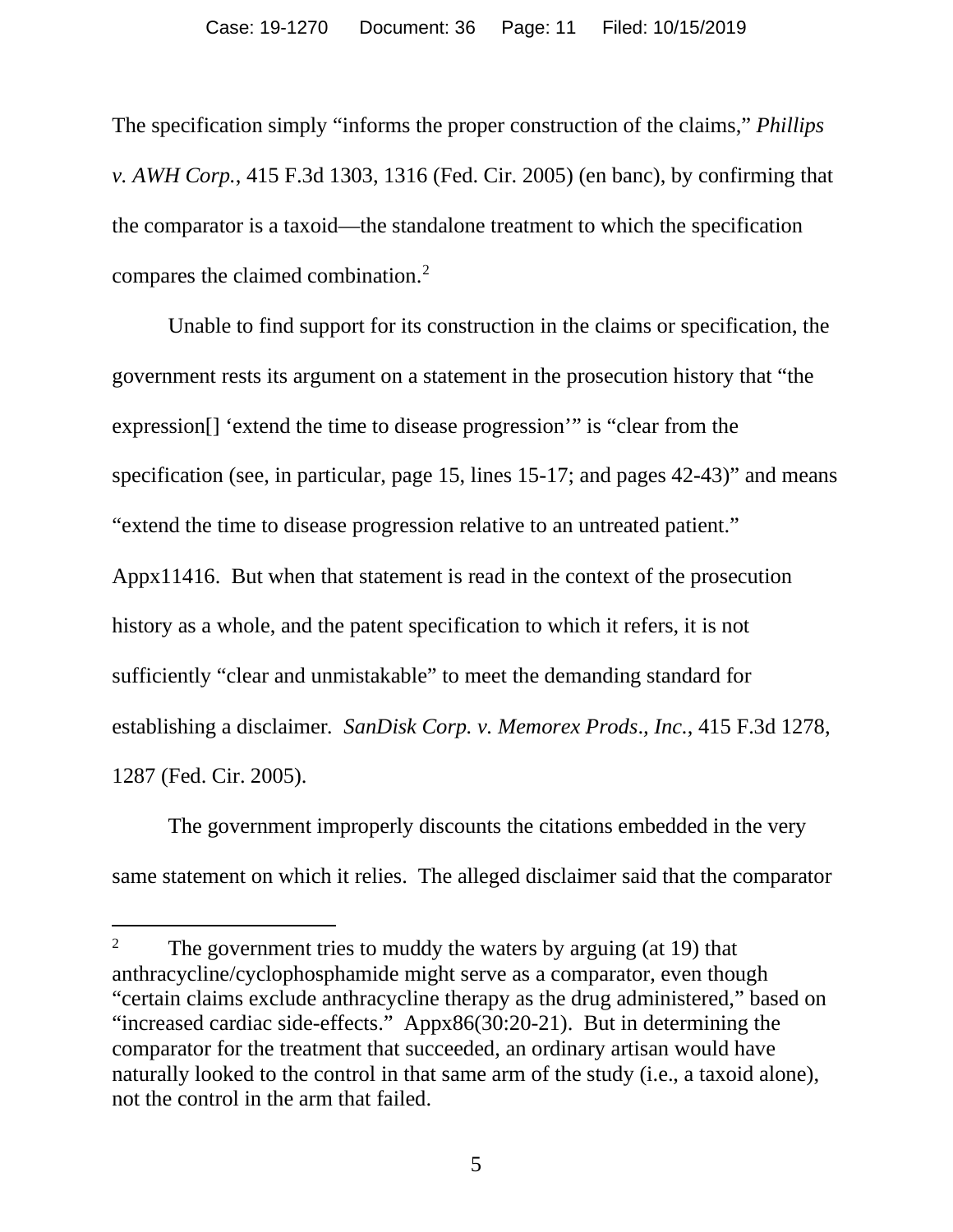The specification simply "informs the proper construction of the claims," *Phillips v. AWH Corp.*, 415 F.3d 1303, 1316 (Fed. Cir. 2005) (en banc), by confirming that the comparator is a taxoid—the standalone treatment to which the specification compares the claimed combination.[2]

Unable to find support for its construction in the claims or specification, the government rests its argument on a statement in the prosecution history that "the expression[] 'extend the time to disease progression'" is "clear from the specification (see, in particular, page 15, lines 15-17; and pages 42-43)" and means "extend the time to disease progression relative to an untreated patient." Appx11416. But when that statement is read in the context of the prosecution history as a whole, and the patent specification to which it refers, it is not sufficiently "clear and unmistakable" to meet the demanding standard for establishing a disclaimer. *SanDisk Corp. v. Memorex Prods., Inc.*, 415 F.3d 1278, 1287 (Fed. Cir. 2005).

The government improperly discounts the citations embedded in the very same statement on which it relies. The alleged disclaimer said that the comparator

---

[2] The government tries to muddy the waters by arguing (at 19) that anthracycline/cyclophosphamide might serve as a comparator, even though "certain claims exclude anthracycline therapy as the drug administered," based on "increased cardiac side-effects." Appx86(30:20-21). But in determining the comparator for the treatment that succeeded, an ordinary artisan would have naturally looked to the control in that same arm of the study (i.e., a taxoid alone), not the control in the arm that failed.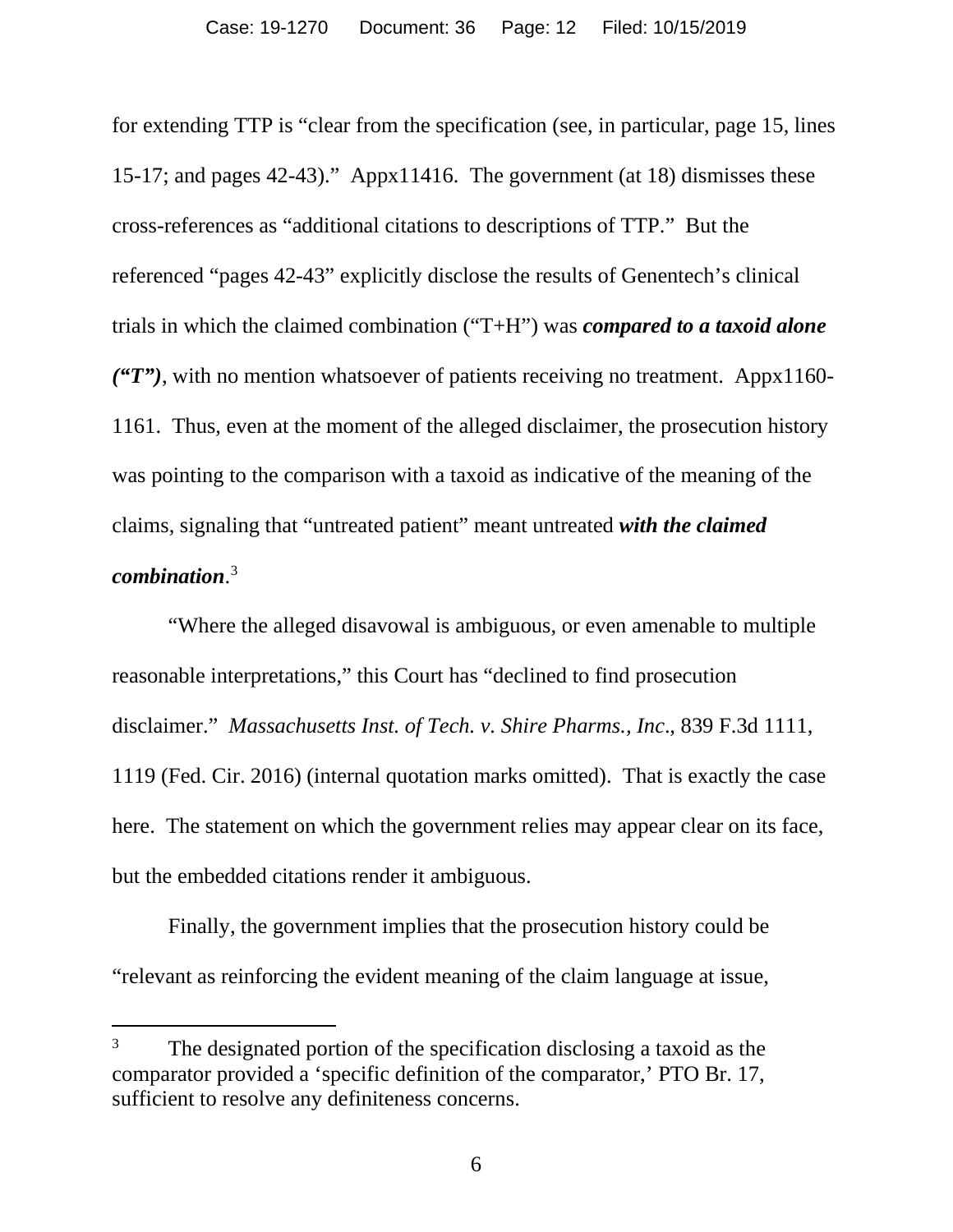for extending TTP is "clear from the specification (see, in particular, page 15, lines 15-17; and pages 42-43)." Appx11416. The government (at 18) dismisses these cross-references as "additional citations to descriptions of TTP." But the referenced "pages 42-43" explicitly disclose the results of Genentech's clinical trials in which the claimed combination ("T+H") was ***compared to a taxoid alone ("T")***, with no mention whatsoever of patients receiving no treatment. Appx1160-1161. Thus, even at the moment of the alleged disclaimer, the prosecution history was pointing to the comparison with a taxoid as indicative of the meaning of the claims, signaling that "untreated patient" meant untreated ***with the claimed combination***.[3]

"Where the alleged disavowal is ambiguous, or even amenable to multiple reasonable interpretations," this Court has "declined to find prosecution disclaimer." *Massachusetts Inst. of Tech. v. Shire Pharms., Inc*., 839 F.3d 1111, 1119 (Fed. Cir. 2016) (internal quotation marks omitted). That is exactly the case here. The statement on which the government relies may appear clear on its face, but the embedded citations render it ambiguous.

Finally, the government implies that the prosecution history could be "relevant as reinforcing the evident meaning of the claim language at issue,

---

[3] The designated portion of the specification disclosing a taxoid as the comparator provided a 'specific definition of the comparator,' PTO Br. 17, sufficient to resolve any definiteness concerns.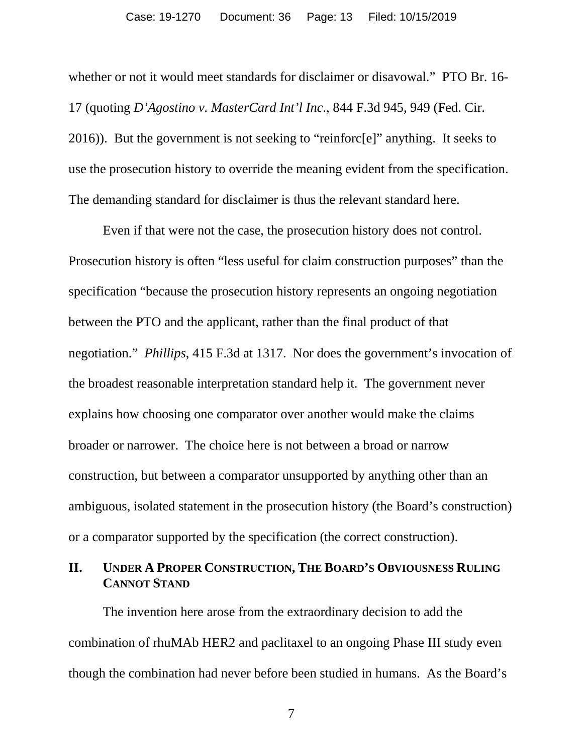whether or not it would meet standards for disclaimer or disavowal." PTO Br. 16-17 (quoting *D'Agostino v. MasterCard Int'l Inc*., 844 F.3d 945, 949 (Fed. Cir. 2016)). But the government is not seeking to "reinforc[e]" anything. It seeks to use the prosecution history to override the meaning evident from the specification. The demanding standard for disclaimer is thus the relevant standard here.

Even if that were not the case, the prosecution history does not control. Prosecution history is often "less useful for claim construction purposes" than the specification "because the prosecution history represents an ongoing negotiation between the PTO and the applicant, rather than the final product of that negotiation." *Phillips*, 415 F.3d at 1317. Nor does the government's invocation of the broadest reasonable interpretation standard help it. The government never explains how choosing one comparator over another would make the claims broader or narrower. The choice here is not between a broad or narrow construction, but between a comparator unsupported by anything other than an ambiguous, isolated statement in the prosecution history (the Board's construction) or a comparator supported by the specification (the correct construction).

## II. Under A Proper Construction, The Board's Obviousness Ruling Cannot Stand

The invention here arose from the extraordinary decision to add the combination of rhuMAb HER2 and paclitaxel to an ongoing Phase III study even though the combination had never before been studied in humans. As the Board's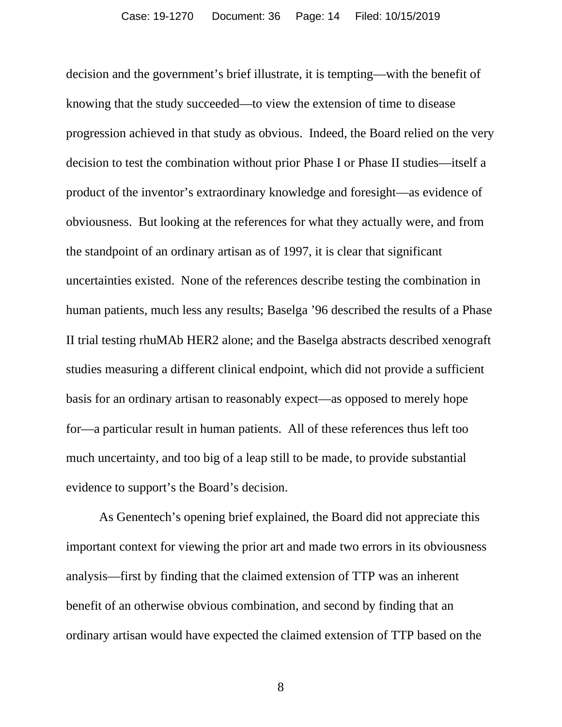decision and the government's brief illustrate, it is tempting—with the benefit of knowing that the study succeeded—to view the extension of time to disease progression achieved in that study as obvious. Indeed, the Board relied on the very decision to test the combination without prior Phase I or Phase II studies—itself a product of the inventor's extraordinary knowledge and foresight—as evidence of obviousness. But looking at the references for what they actually were, and from the standpoint of an ordinary artisan as of 1997, it is clear that significant uncertainties existed. None of the references describe testing the combination in human patients, much less any results; Baselga '96 described the results of a Phase II trial testing rhuMAb HER2 alone; and the Baselga abstracts described xenograft studies measuring a different clinical endpoint, which did not provide a sufficient basis for an ordinary artisan to reasonably expect—as opposed to merely hope for—a particular result in human patients. All of these references thus left too much uncertainty, and too big of a leap still to be made, to provide substantial evidence to support's the Board's decision.

As Genentech's opening brief explained, the Board did not appreciate this important context for viewing the prior art and made two errors in its obviousness analysis—first by finding that the claimed extension of TTP was an inherent benefit of an otherwise obvious combination, and second by finding that an ordinary artisan would have expected the claimed extension of TTP based on the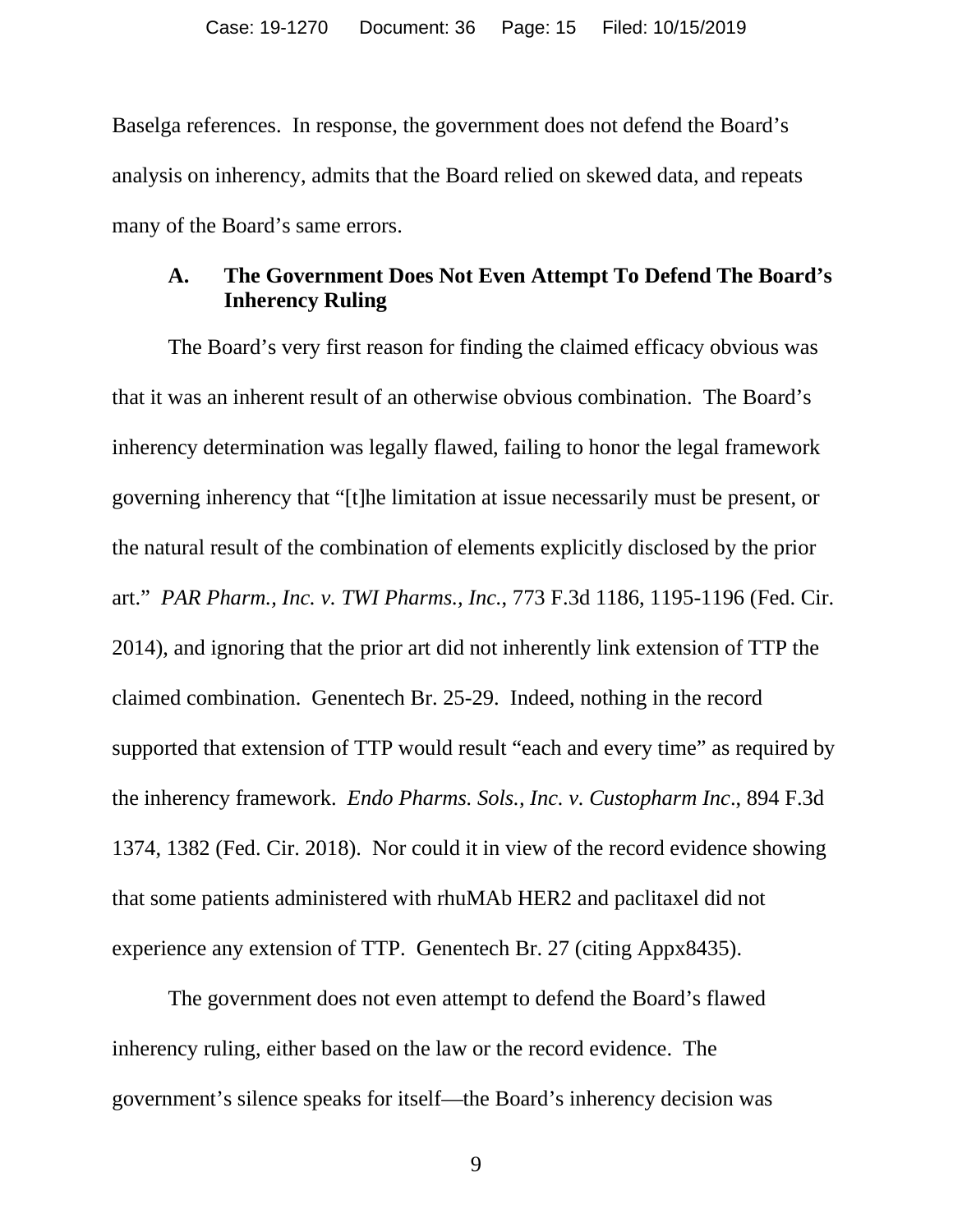Baselga references. In response, the government does not defend the Board's analysis on inherency, admits that the Board relied on skewed data, and repeats many of the Board's same errors.

### A. The Government Does Not Even Attempt To Defend The Board's Inherency Ruling

The Board's very first reason for finding the claimed efficacy obvious was that it was an inherent result of an otherwise obvious combination. The Board's inherency determination was legally flawed, failing to honor the legal framework governing inherency that "[t]he limitation at issue necessarily must be present, or the natural result of the combination of elements explicitly disclosed by the prior art." *PAR Pharm., Inc. v. TWI Pharms., Inc.*, 773 F.3d 1186, 1195-1196 (Fed. Cir. 2014), and ignoring that the prior art did not inherently link extension of TTP the claimed combination. Genentech Br. 25-29. Indeed, nothing in the record supported that extension of TTP would result "each and every time" as required by the inherency framework. *Endo Pharms. Sols., Inc. v. Custopharm Inc*., 894 F.3d 1374, 1382 (Fed. Cir. 2018). Nor could it in view of the record evidence showing that some patients administered with rhuMAb HER2 and paclitaxel did not experience any extension of TTP. Genentech Br. 27 (citing Appx8435).

The government does not even attempt to defend the Board's flawed inherency ruling, either based on the law or the record evidence. The government's silence speaks for itself—the Board's inherency decision was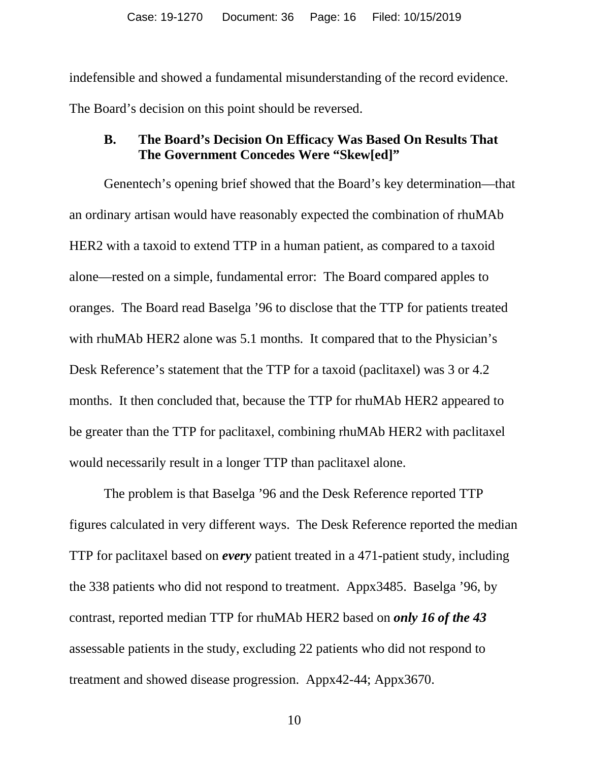indefensible and showed a fundamental misunderstanding of the record evidence. The Board's decision on this point should be reversed.

### B. The Board's Decision On Efficacy Was Based On Results That The Government Concedes Were "Skew[ed]"

Genentech's opening brief showed that the Board's key determination—that an ordinary artisan would have reasonably expected the combination of rhuMAb HER2 with a taxoid to extend TTP in a human patient, as compared to a taxoid alone—rested on a simple, fundamental error: The Board compared apples to oranges. The Board read Baselga '96 to disclose that the TTP for patients treated with rhuMAb HER2 alone was 5.1 months. It compared that to the Physician's Desk Reference's statement that the TTP for a taxoid (paclitaxel) was 3 or 4.2 months. It then concluded that, because the TTP for rhuMAb HER2 appeared to be greater than the TTP for paclitaxel, combining rhuMAb HER2 with paclitaxel would necessarily result in a longer TTP than paclitaxel alone.

The problem is that Baselga '96 and the Desk Reference reported TTP figures calculated in very different ways. The Desk Reference reported the median TTP for paclitaxel based on ***every*** patient treated in a 471-patient study, including the 338 patients who did not respond to treatment. Appx3485. Baselga '96, by contrast, reported median TTP for rhuMAb HER2 based on ***only 16 of the 43*** assessable patients in the study, excluding 22 patients who did not respond to treatment and showed disease progression. Appx42-44; Appx3670.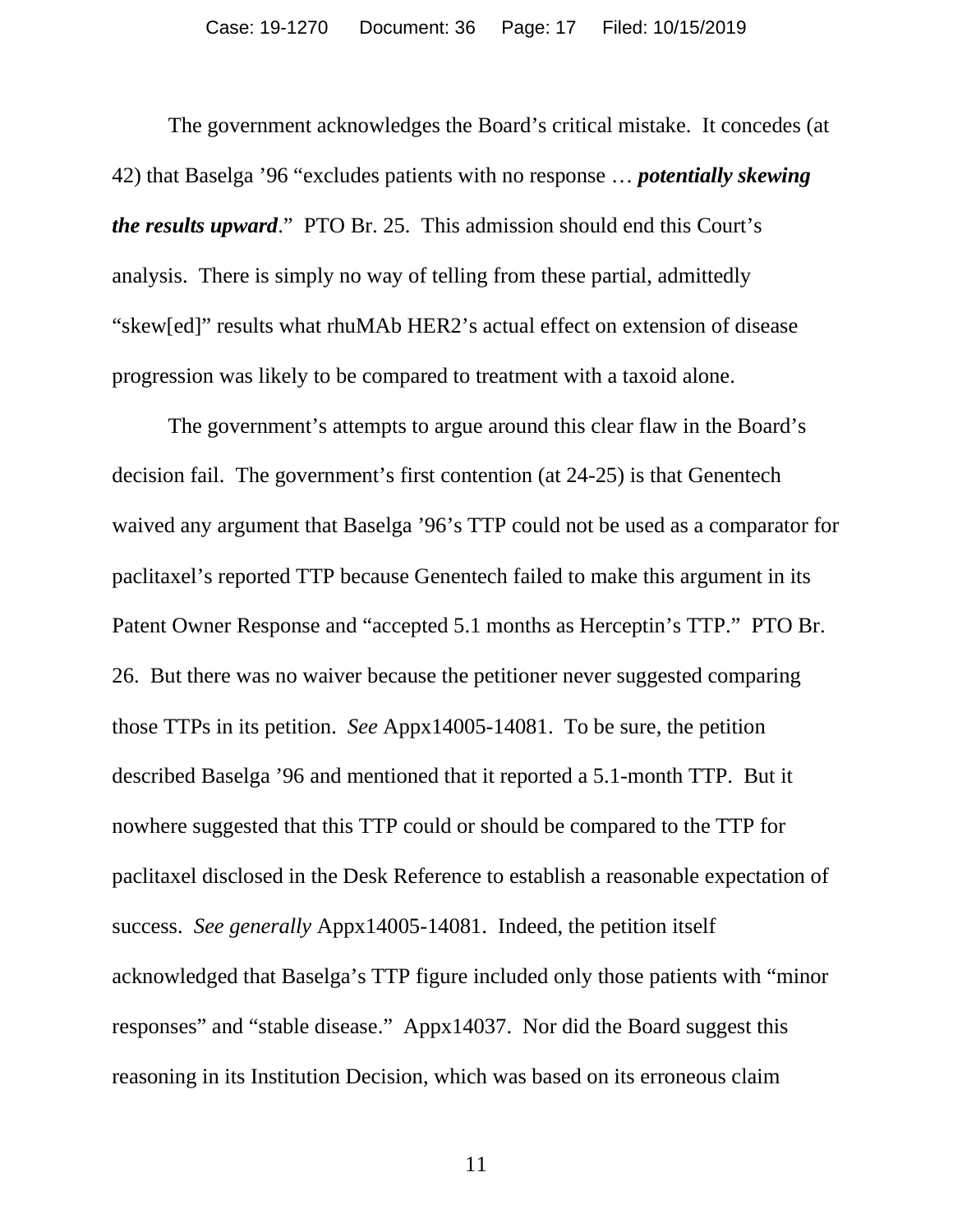The government acknowledges the Board's critical mistake. It concedes (at 42) that Baselga '96 "excludes patients with no response … ***potentially skewing the results upward***." PTO Br. 25. This admission should end this Court's analysis. There is simply no way of telling from these partial, admittedly "skew[ed]" results what rhuMAb HER2's actual effect on extension of disease progression was likely to be compared to treatment with a taxoid alone.

The government's attempts to argue around this clear flaw in the Board's decision fail. The government's first contention (at 24-25) is that Genentech waived any argument that Baselga '96's TTP could not be used as a comparator for paclitaxel's reported TTP because Genentech failed to make this argument in its Patent Owner Response and "accepted 5.1 months as Herceptin's TTP." PTO Br. 26. But there was no waiver because the petitioner never suggested comparing those TTPs in its petition. *See* Appx14005-14081. To be sure, the petition described Baselga '96 and mentioned that it reported a 5.1-month TTP. But it nowhere suggested that this TTP could or should be compared to the TTP for paclitaxel disclosed in the Desk Reference to establish a reasonable expectation of success. *See generally* Appx14005-14081. Indeed, the petition itself acknowledged that Baselga's TTP figure included only those patients with "minor responses" and "stable disease." Appx14037. Nor did the Board suggest this reasoning in its Institution Decision, which was based on its erroneous claim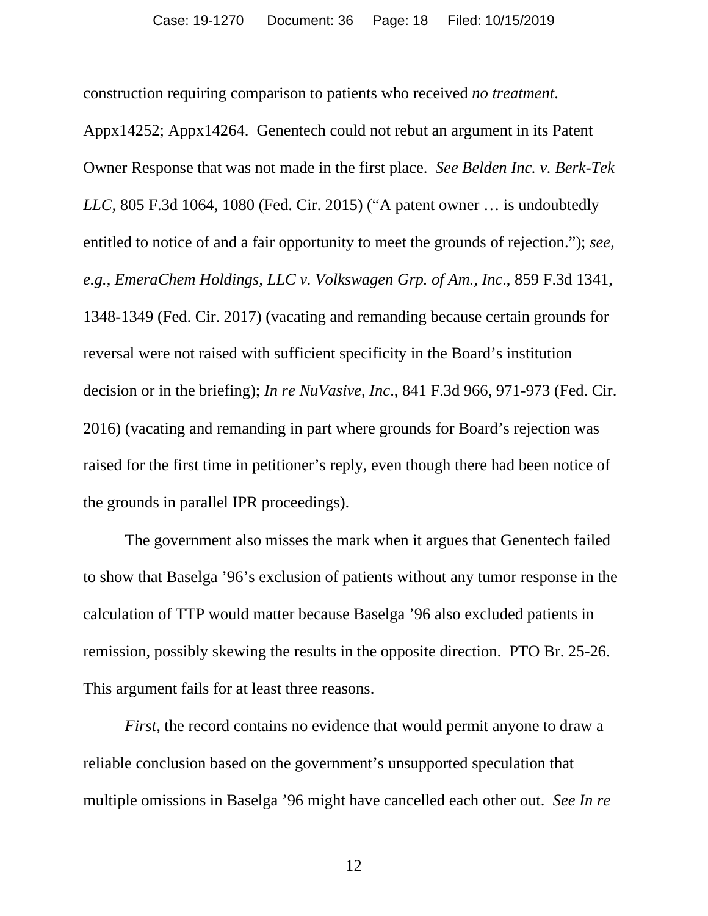construction requiring comparison to patients who received *no treatment*. Appx14252; Appx14264. Genentech could not rebut an argument in its Patent Owner Response that was not made in the first place. *See Belden Inc. v. Berk-Tek LLC*, 805 F.3d 1064, 1080 (Fed. Cir. 2015) ("A patent owner … is undoubtedly entitled to notice of and a fair opportunity to meet the grounds of rejection."); *see, e.g.*, *EmeraChem Holdings, LLC v. Volkswagen Grp. of Am., Inc*., 859 F.3d 1341, 1348-1349 (Fed. Cir. 2017) (vacating and remanding because certain grounds for reversal were not raised with sufficient specificity in the Board's institution decision or in the briefing); *In re NuVasive, Inc*., 841 F.3d 966, 971-973 (Fed. Cir. 2016) (vacating and remanding in part where grounds for Board's rejection was raised for the first time in petitioner's reply, even though there had been notice of the grounds in parallel IPR proceedings).

The government also misses the mark when it argues that Genentech failed to show that Baselga '96's exclusion of patients without any tumor response in the calculation of TTP would matter because Baselga '96 also excluded patients in remission, possibly skewing the results in the opposite direction. PTO Br. 25-26. This argument fails for at least three reasons.

*First*, the record contains no evidence that would permit anyone to draw a reliable conclusion based on the government's unsupported speculation that multiple omissions in Baselga '96 might have cancelled each other out. *See In re*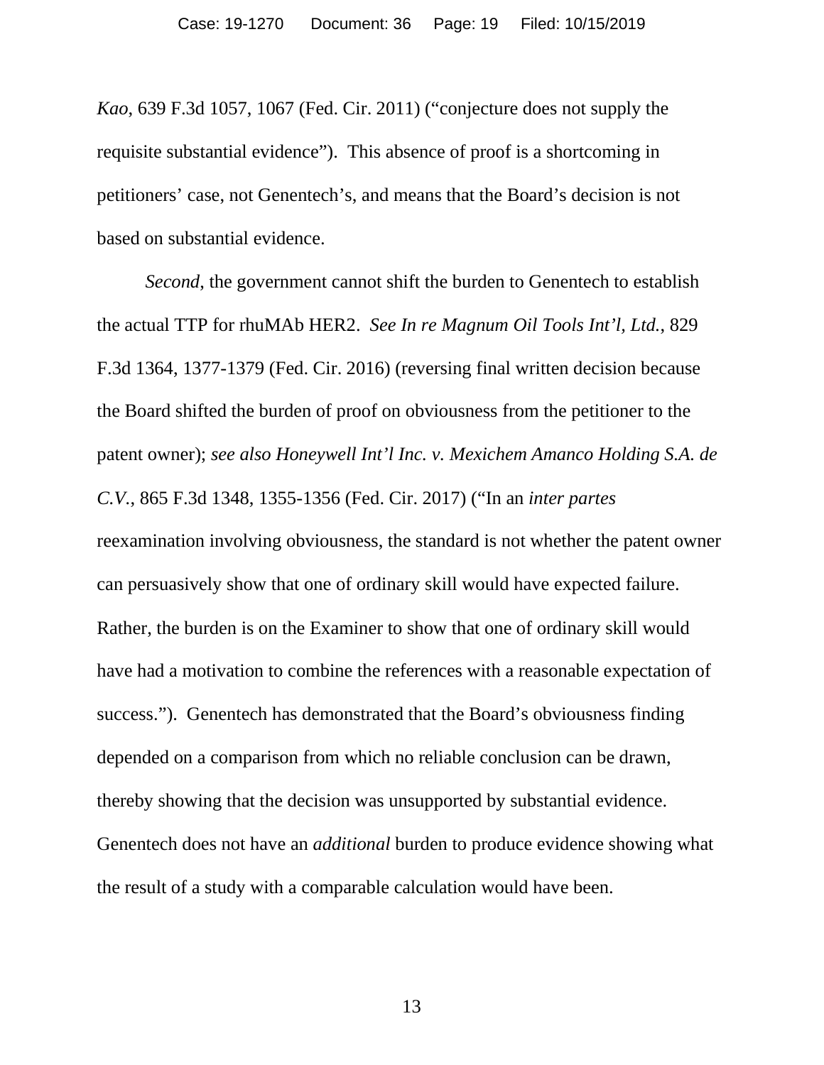*Kao*, 639 F.3d 1057, 1067 (Fed. Cir. 2011) ("conjecture does not supply the requisite substantial evidence"). This absence of proof is a shortcoming in petitioners' case, not Genentech's, and means that the Board's decision is not based on substantial evidence.

*Second*, the government cannot shift the burden to Genentech to establish the actual TTP for rhuMAb HER2. *See In re Magnum Oil Tools Int'l, Ltd.*, 829 F.3d 1364, 1377-1379 (Fed. Cir. 2016) (reversing final written decision because the Board shifted the burden of proof on obviousness from the petitioner to the patent owner); *see also Honeywell Int'l Inc. v. Mexichem Amanco Holding S.A. de C.V.*, 865 F.3d 1348, 1355-1356 (Fed. Cir. 2017) ("In an *inter partes* reexamination involving obviousness, the standard is not whether the patent owner can persuasively show that one of ordinary skill would have expected failure. Rather, the burden is on the Examiner to show that one of ordinary skill would have had a motivation to combine the references with a reasonable expectation of success."). Genentech has demonstrated that the Board's obviousness finding depended on a comparison from which no reliable conclusion can be drawn, thereby showing that the decision was unsupported by substantial evidence. Genentech does not have an *additional* burden to produce evidence showing what the result of a study with a comparable calculation would have been.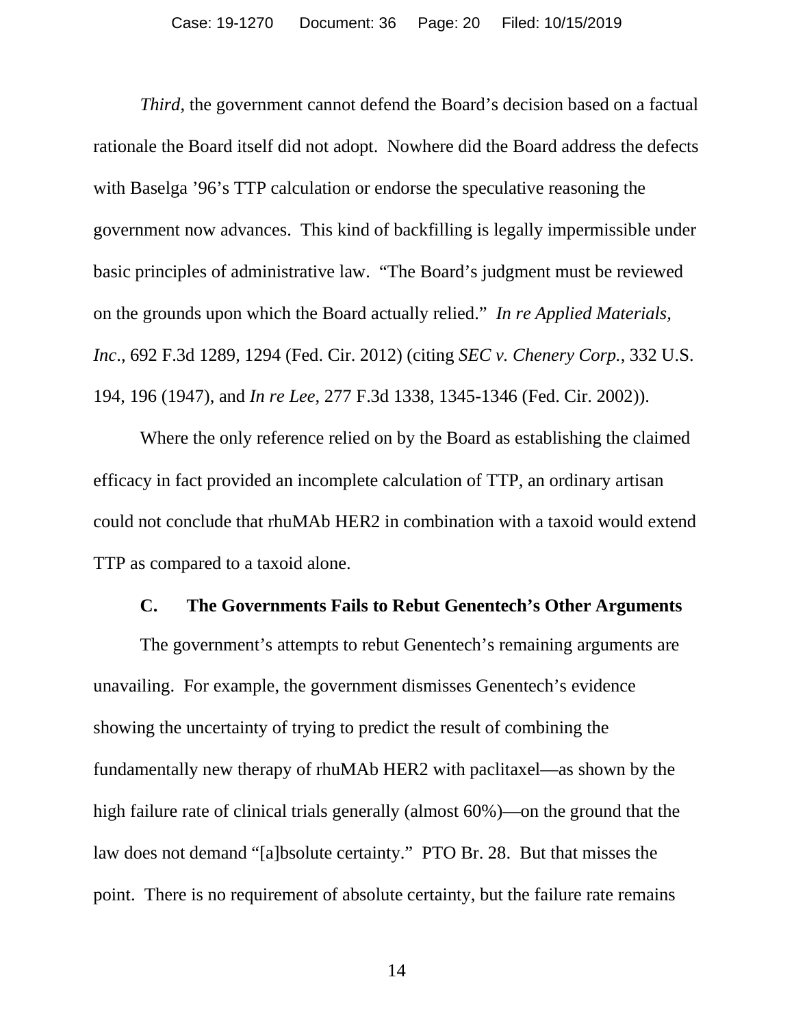*Third*, the government cannot defend the Board's decision based on a factual rationale the Board itself did not adopt. Nowhere did the Board address the defects with Baselga '96's TTP calculation or endorse the speculative reasoning the government now advances. This kind of backfilling is legally impermissible under basic principles of administrative law. "The Board's judgment must be reviewed on the grounds upon which the Board actually relied." *In re Applied Materials, Inc*., 692 F.3d 1289, 1294 (Fed. Cir. 2012) (citing *SEC v. Chenery Corp.*, 332 U.S. 194, 196 (1947), and *In re Lee*, 277 F.3d 1338, 1345-1346 (Fed. Cir. 2002)).

Where the only reference relied on by the Board as establishing the claimed efficacy in fact provided an incomplete calculation of TTP, an ordinary artisan could not conclude that rhuMAb HER2 in combination with a taxoid would extend TTP as compared to a taxoid alone.

### C. The Governments Fails to Rebut Genentech's Other Arguments

The government's attempts to rebut Genentech's remaining arguments are unavailing. For example, the government dismisses Genentech's evidence showing the uncertainty of trying to predict the result of combining the fundamentally new therapy of rhuMAb HER2 with paclitaxel—as shown by the high failure rate of clinical trials generally (almost 60%)—on the ground that the law does not demand "[a]bsolute certainty." PTO Br. 28. But that misses the point. There is no requirement of absolute certainty, but the failure rate remains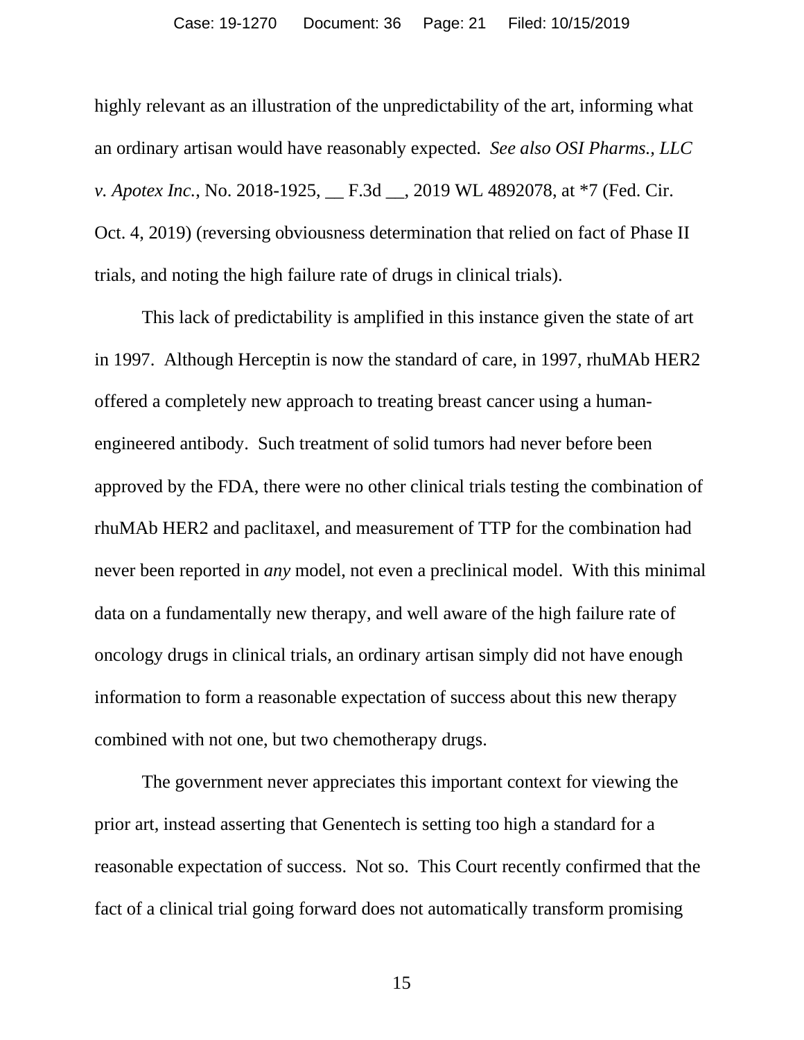highly relevant as an illustration of the unpredictability of the art, informing what an ordinary artisan would have reasonably expected. *See also OSI Pharms., LLC v. Apotex Inc.*, No. 2018-1925, __ F.3d __, 2019 WL 4892078, at *7 (Fed. Cir. Oct. 4, 2019) (reversing obviousness determination that relied on fact of Phase II trials, and noting the high failure rate of drugs in clinical trials).

This lack of predictability is amplified in this instance given the state of art in 1997. Although Herceptin is now the standard of care, in 1997, rhuMAb HER2 offered a completely new approach to treating breast cancer using a human-engineered antibody. Such treatment of solid tumors had never before been approved by the FDA, there were no other clinical trials testing the combination of rhuMAb HER2 and paclitaxel, and measurement of TTP for the combination had never been reported in *any* model, not even a preclinical model. With this minimal data on a fundamentally new therapy, and well aware of the high failure rate of oncology drugs in clinical trials, an ordinary artisan simply did not have enough information to form a reasonable expectation of success about this new therapy combined with not one, but two chemotherapy drugs.

The government never appreciates this important context for viewing the prior art, instead asserting that Genentech is setting too high a standard for a reasonable expectation of success. Not so. This Court recently confirmed that the fact of a clinical trial going forward does not automatically transform promising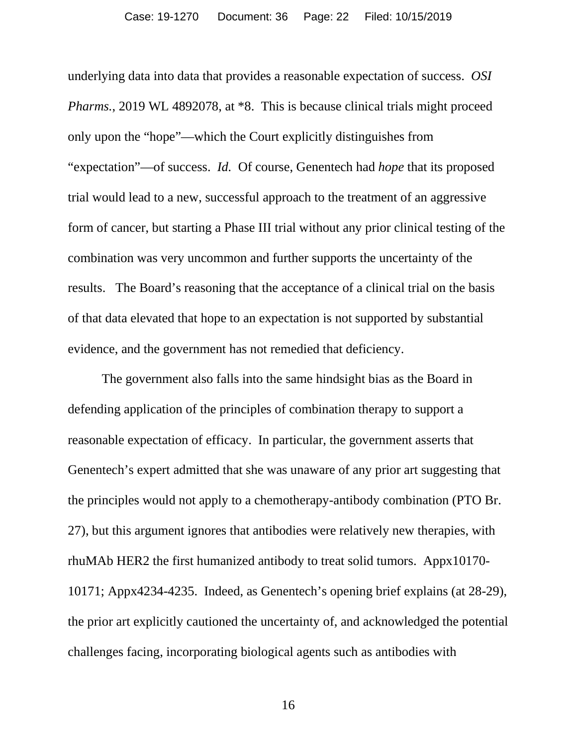underlying data into data that provides a reasonable expectation of success. *OSI Pharms.*, 2019 WL 4892078, at *8. This is because clinical trials might proceed only upon the "hope"—which the Court explicitly distinguishes from "expectation"—of success. *Id.* Of course, Genentech had *hope* that its proposed trial would lead to a new, successful approach to the treatment of an aggressive form of cancer, but starting a Phase III trial without any prior clinical testing of the combination was very uncommon and further supports the uncertainty of the results. The Board's reasoning that the acceptance of a clinical trial on the basis of that data elevated that hope to an expectation is not supported by substantial evidence, and the government has not remedied that deficiency.

The government also falls into the same hindsight bias as the Board in defending application of the principles of combination therapy to support a reasonable expectation of efficacy. In particular, the government asserts that Genentech's expert admitted that she was unaware of any prior art suggesting that the principles would not apply to a chemotherapy-antibody combination (PTO Br. 27), but this argument ignores that antibodies were relatively new therapies, with rhuMAb HER2 the first humanized antibody to treat solid tumors. Appx10170-10171; Appx4234-4235. Indeed, as Genentech's opening brief explains (at 28-29), the prior art explicitly cautioned the uncertainty of, and acknowledged the potential challenges facing, incorporating biological agents such as antibodies with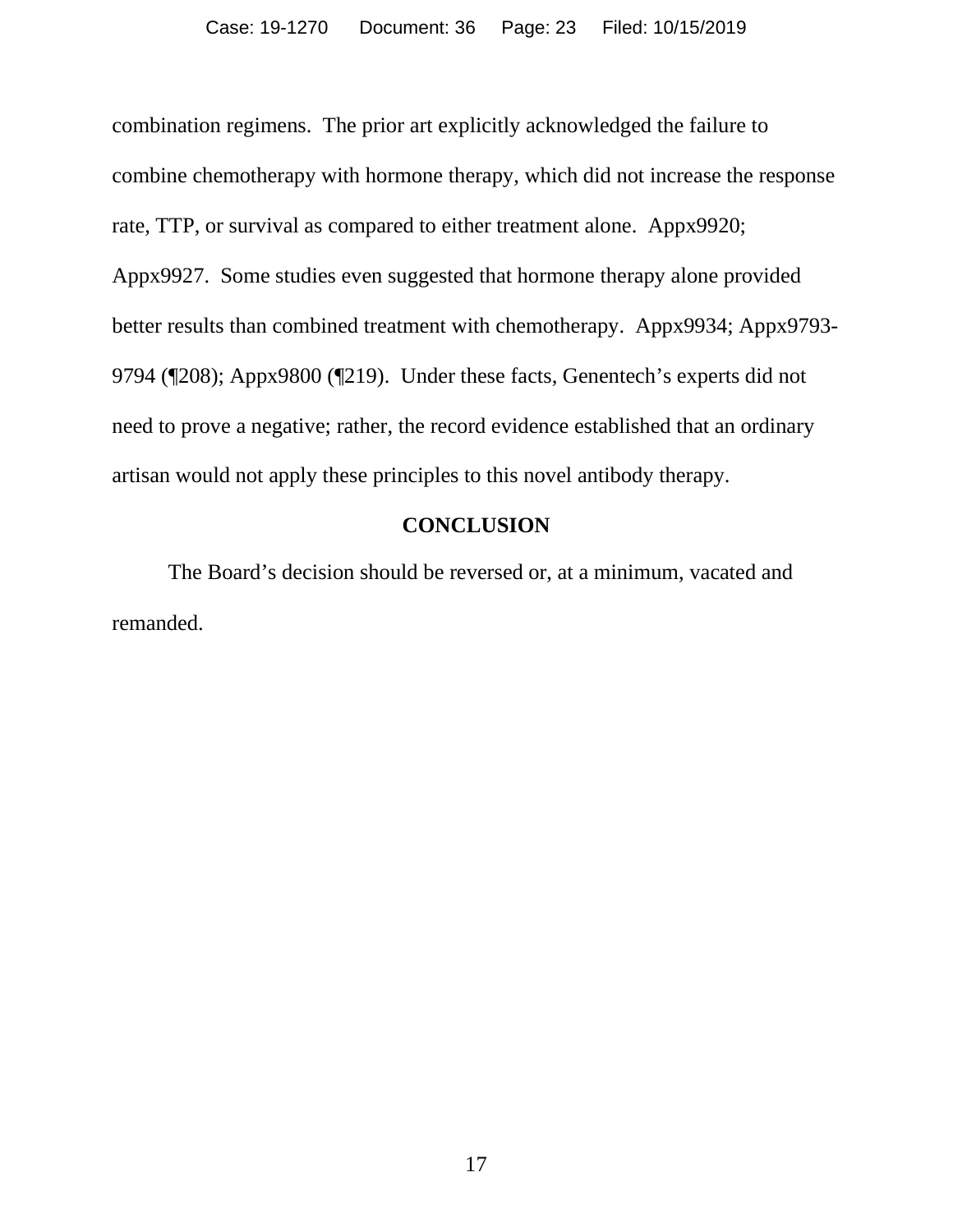combination regimens. The prior art explicitly acknowledged the failure to combine chemotherapy with hormone therapy, which did not increase the response rate, TTP, or survival as compared to either treatment alone. Appx9920; Appx9927. Some studies even suggested that hormone therapy alone provided better results than combined treatment with chemotherapy. Appx9934; Appx9793-9794 (¶208); Appx9800 (¶219). Under these facts, Genentech's experts did not need to prove a negative; rather, the record evidence established that an ordinary artisan would not apply these principles to this novel antibody therapy.

## CONCLUSION

The Board's decision should be reversed or, at a minimum, vacated and remanded.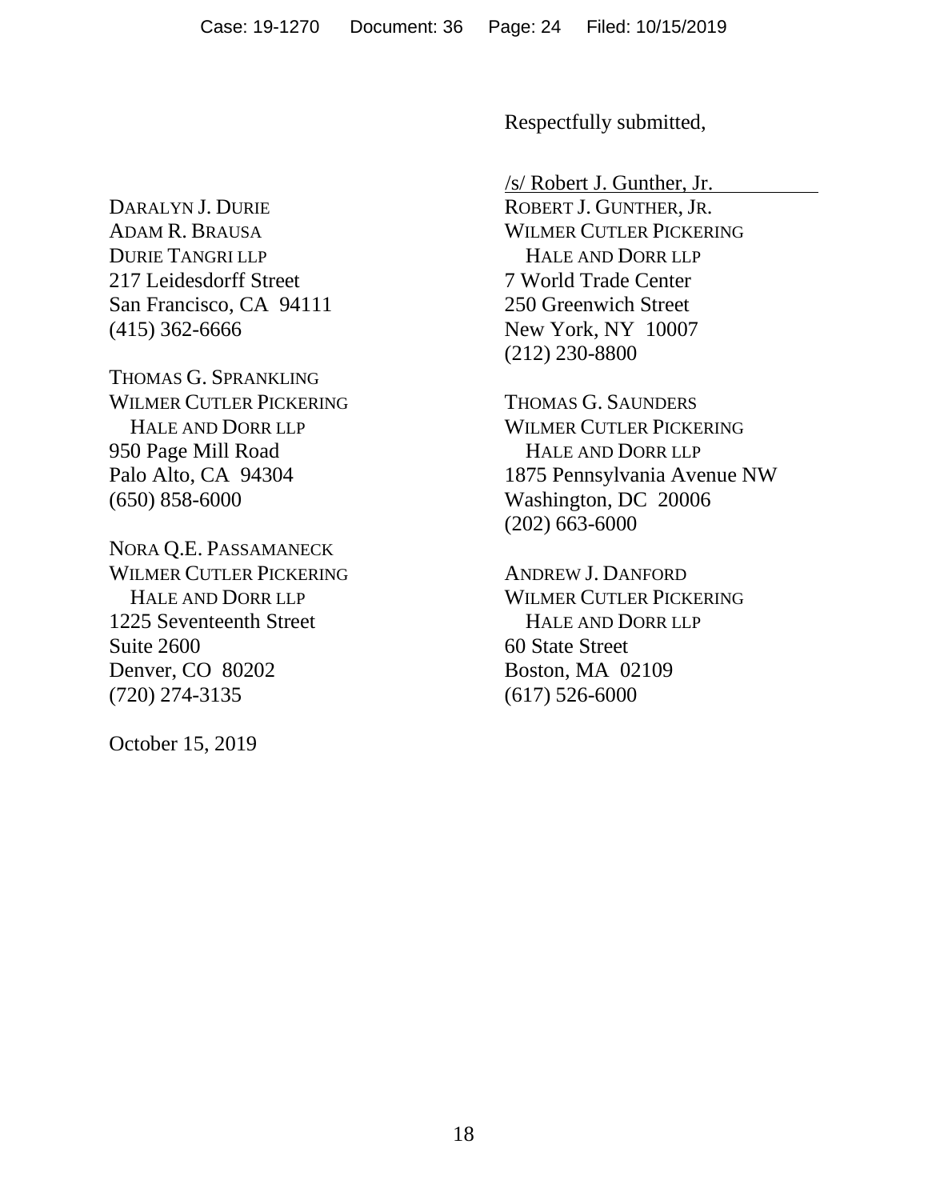Respectfully submitted,

/s/ Robert J. Gunther, Jr.
ROBERT J. GUNTHER, JR.
WILMER CUTLER PICKERING
HALE AND DORR LLP
7 World Trade Center
250 Greenwich Street
New York, NY 10007
(212) 230-8800

THOMAS G. SAUNDERS
WILMER CUTLER PICKERING
HALE AND DORR LLP
1875 Pennsylvania Avenue NW
Washington, DC 20006
(202) 663-6000

ANDREW J. DANFORD
WILMER CUTLER PICKERING
HALE AND DORR LLP
60 State Street
Boston, MA 02109
(617) 526-6000

DARALYN J. DURIE
ADAM R. BRAUSA
DURIE TANGRI LLP
217 Leidesdorff Street
San Francisco, CA 94111
(415) 362-6666

THOMAS G. SPRANKLING
WILMER CUTLER PICKERING
HALE AND DORR LLP
950 Page Mill Road
Palo Alto, CA 94304
(650) 858-6000

NORA Q.E. PASSAMANECK
WILMER CUTLER PICKERING
HALE AND DORR LLP
1225 Seventeenth Street
Suite 2600
Denver, CO 80202
(720) 274-3135

October 15, 2019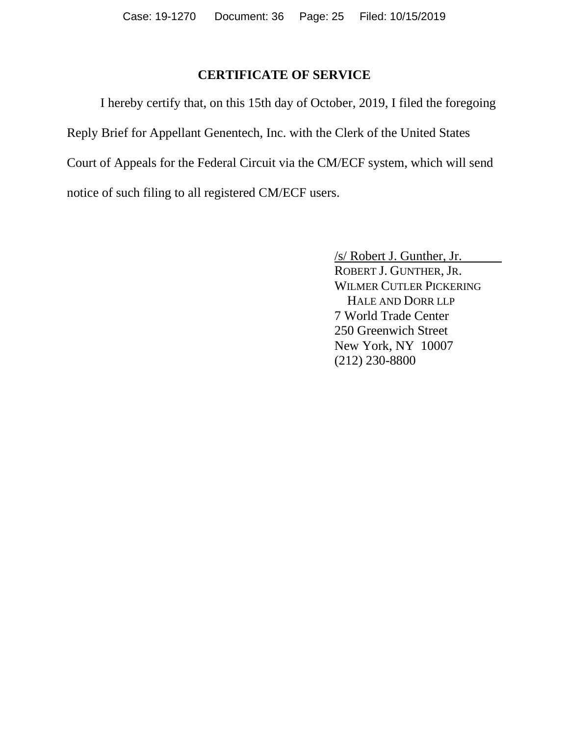## CERTIFICATE OF SERVICE

I hereby certify that, on this 15th day of October, 2019, I filed the foregoing Reply Brief for Appellant Genentech, Inc. with the Clerk of the United States Court of Appeals for the Federal Circuit via the CM/ECF system, which will send notice of such filing to all registered CM/ECF users.

/s/ Robert J. Gunther, Jr.
ROBERT J. GUNTHER, JR.
WILMER CUTLER PICKERING
HALE AND DORR LLP
7 World Trade Center
250 Greenwich Street
New York, NY 10007
(212) 230-8800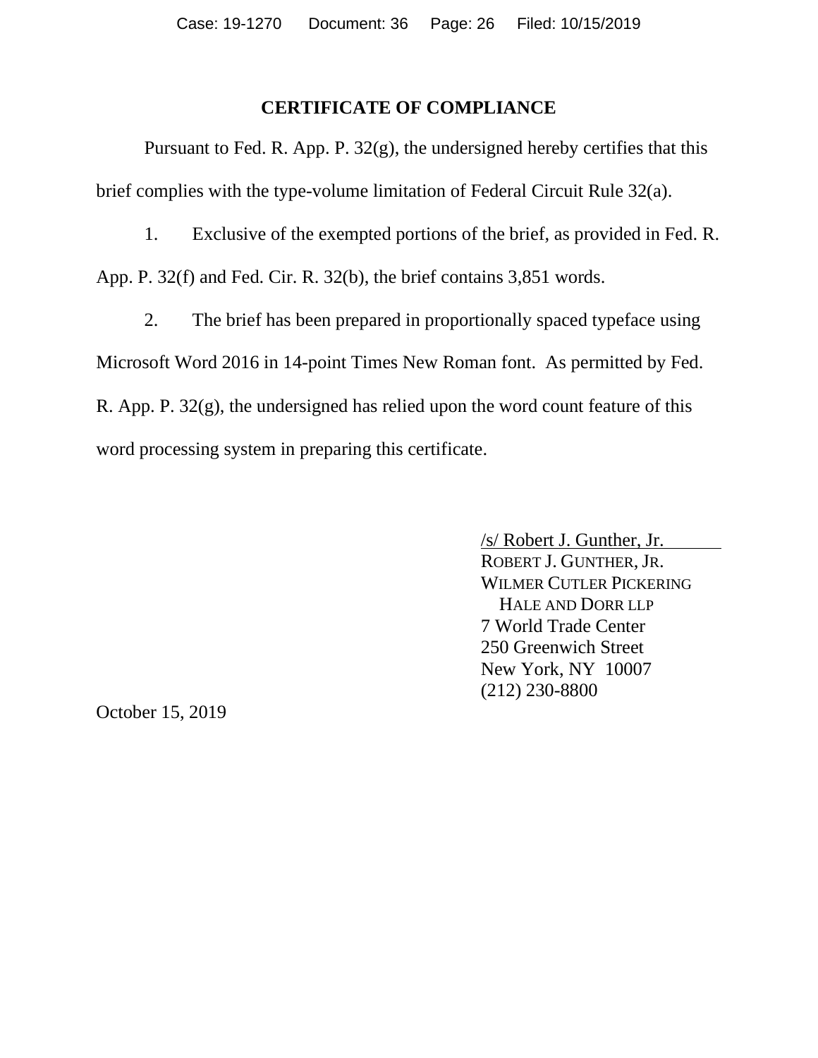## CERTIFICATE OF COMPLIANCE

Pursuant to Fed. R. App. P. 32(g), the undersigned hereby certifies that this brief complies with the type-volume limitation of Federal Circuit Rule 32(a).

1. Exclusive of the exempted portions of the brief, as provided in Fed. R. App. P. 32(f) and Fed. Cir. R. 32(b), the brief contains 3,851 words.

2. The brief has been prepared in proportionally spaced typeface using Microsoft Word 2016 in 14-point Times New Roman font. As permitted by Fed. R. App. P. 32(g), the undersigned has relied upon the word count feature of this word processing system in preparing this certificate.

/s/ Robert J. Gunther, Jr.
ROBERT J. GUNTHER, JR.
WILMER CUTLER PICKERING
HALE AND DORR LLP
7 World Trade Center
250 Greenwich Street
New York, NY 10007
(212) 230-8800

October 15, 2019